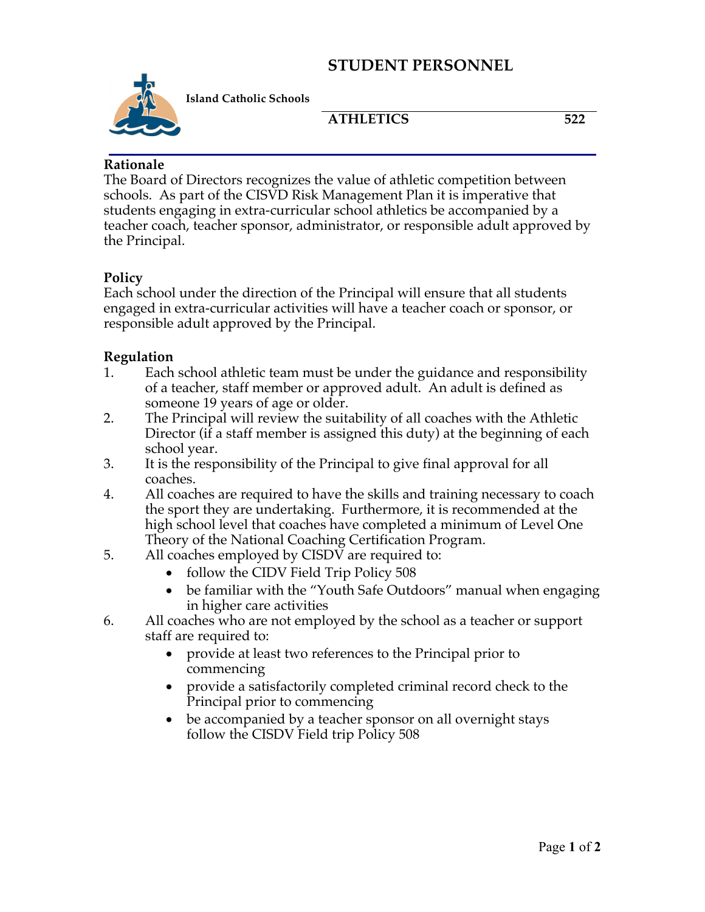# STUDENT PERSONNEL

**Island Catholic Schools**

## ATHLETICS 522

### Rationale

The Board of Directors recognizes the value of athletic competition between schools. As part of the CISVD Risk Management Plan it is imperative that students engaging in extra-curricular school athletics be accompanied by a teacher coach, teacher sponsor, administrator, or responsible adult approved by the Principal.

### Policy

Each school under the direction of the Principal will ensure that all students engaged in extra-curricular activities will have a teacher coach or sponsor, or responsible adult approved by the Principal.

### Regulation

1. Each school athletic team must be under the guidance and responsibility of a teacher, staff member or approved adult. An adult is defined as someone 19 years of age or older.
2. The Principal will review the suitability of all coaches with the Athletic Director (if a staff member is assigned this duty) at the beginning of each school year.
3. It is the responsibility of the Principal to give final approval for all coaches.
4. All coaches are required to have the skills and training necessary to coach the sport they are undertaking. Furthermore, it is recommended at the high school level that coaches have completed a minimum of Level One Theory of the National Coaching Certification Program.
5. All coaches employed by CISDV are required to:
   - follow the CIDV Field Trip Policy 508
   - be familiar with the "Youth Safe Outdoors" manual when engaging in higher care activities
6. All coaches who are not employed by the school as a teacher or support staff are required to:
   - provide at least two references to the Principal prior to commencing
   - provide a satisfactorily completed criminal record check to the Principal prior to commencing
   - be accompanied by a teacher sponsor on all overnight stays follow the CISDV Field trip Policy 508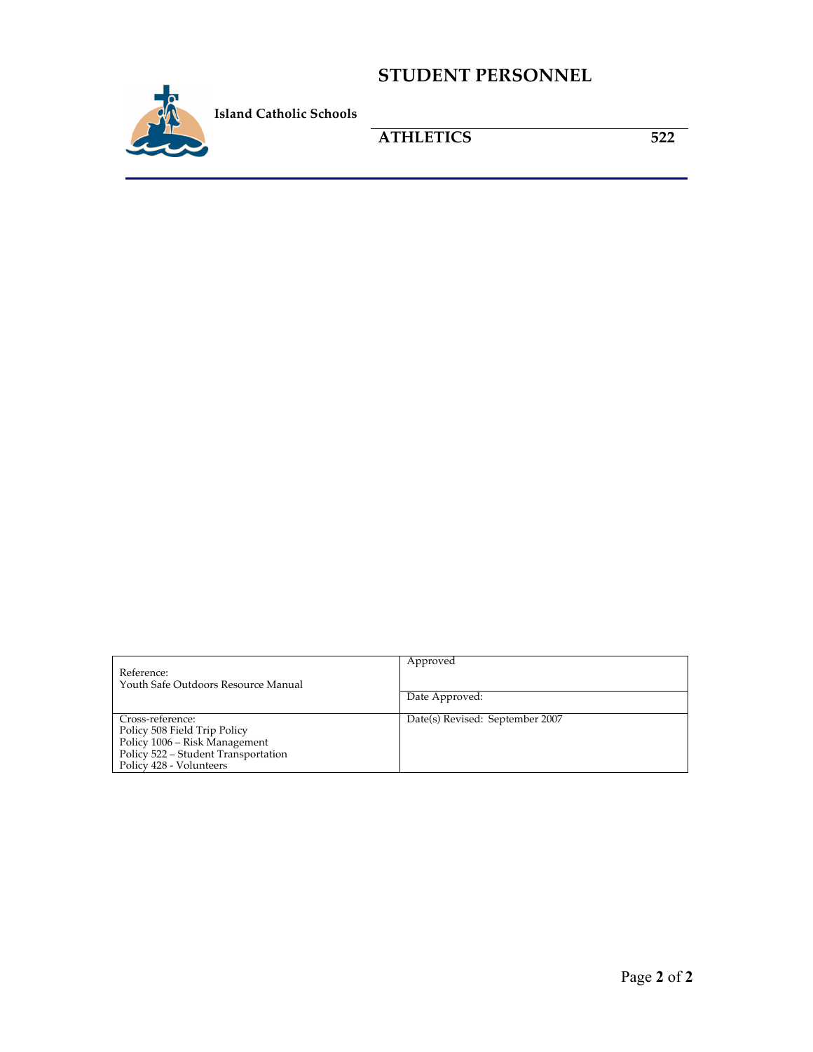# STUDENT PERSONNEL

**Island Catholic Schools**

## ATHLETICS 522

| | |
|---|---|
| Reference:<br>Youth Safe Outdoors Resource Manual | Approved |
| | Date Approved: |
| Cross-reference:<br>Policy 508 Field Trip Policy<br>Policy 1006 – Risk Management<br>Policy 522 – Student Transportation<br>Policy 428 - Volunteers | Date(s) Revised: September 2007 |